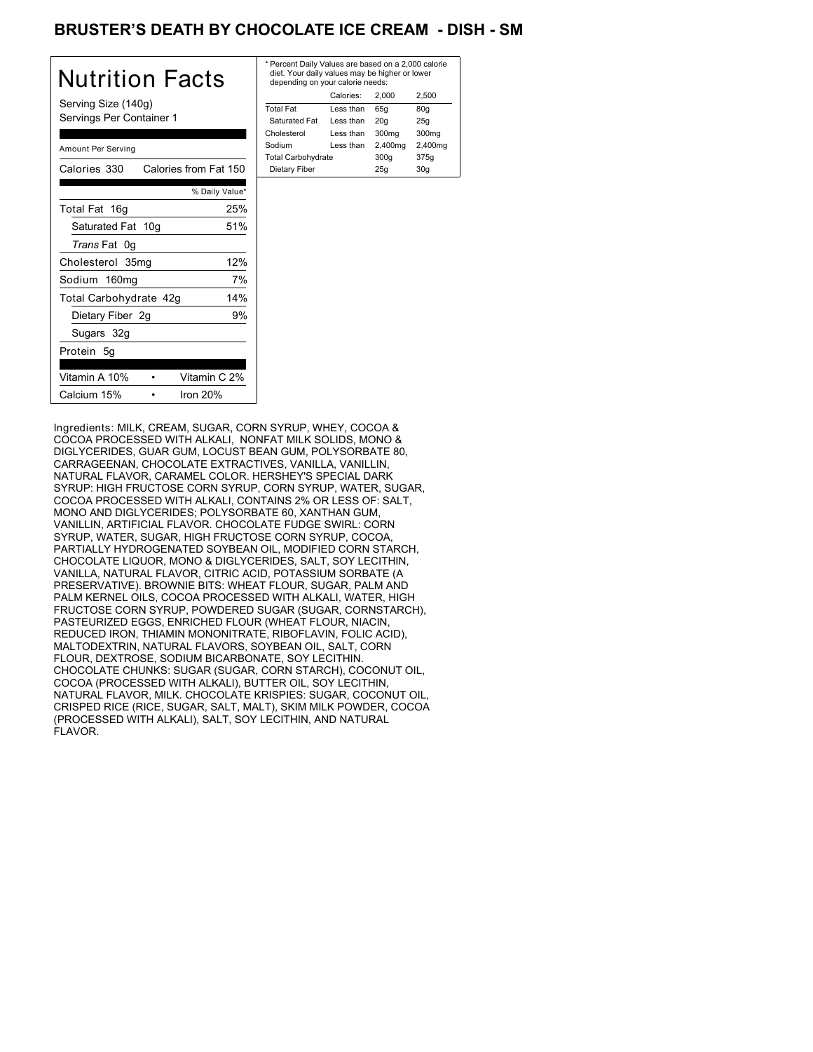# BRUSTER'S DEATH BY CHOCOLATE ICE CREAM - DISH - SM

## Nutrition Facts

Serving Size (140g)
Servings Per Container 1

Amount Per Serving

| Calories 330 | Calories from Fat 150 |
|---|---|
| | % Daily Value* |
| Total Fat 16g | 25% |
| Saturated Fat 10g | 51% |
| *Trans* Fat 0g | |
| Cholesterol 35mg | 12% |
| Sodium 160mg | 7% |
| Total Carbohydrate 42g | 14% |
| Dietary Fiber 2g | 9% |
| Sugars 32g | |
| Protein 5g | |
| Vitamin A 10% • | Vitamin C 2% |
| Calcium 15% • | Iron 20% |

* Percent Daily Values are based on a 2,000 calorie diet. Your daily values may be higher or lower depending on your calorie needs:

| | Calories: | 2,000 | 2,500 |
|---|---|---|---|
| Total Fat | Less than | 65g | 80g |
| Saturated Fat | Less than | 20g | 25g |
| Cholesterol | Less than | 300mg | 300mg |
| Sodium | Less than | 2,400mg | 2,400mg |
| Total Carbohydrate | | 300g | 375g |
| Dietary Fiber | | 25g | 30g |

Ingredients: MILK, CREAM, SUGAR, CORN SYRUP, WHEY, COCOA & COCOA PROCESSED WITH ALKALI, NONFAT MILK SOLIDS, MONO & DIGLYCERIDES, GUAR GUM, LOCUST BEAN GUM, POLYSORBATE 80, CARRAGEENAN, CHOCOLATE EXTRACTIVES, VANILLA, VANILLIN, NATURAL FLAVOR, CARAMEL COLOR. HERSHEY'S SPECIAL DARK SYRUP: HIGH FRUCTOSE CORN SYRUP, CORN SYRUP, WATER, SUGAR, COCOA PROCESSED WITH ALKALI, CONTAINS 2% OR LESS OF: SALT, MONO AND DIGLYCERIDES; POLYSORBATE 60, XANTHAN GUM, VANILLIN, ARTIFICIAL FLAVOR. CHOCOLATE FUDGE SWIRL: CORN SYRUP, WATER, SUGAR, HIGH FRUCTOSE CORN SYRUP, COCOA, PARTIALLY HYDROGENATED SOYBEAN OIL, MODIFIED CORN STARCH, CHOCOLATE LIQUOR, MONO & DIGLYCERIDES, SALT, SOY LECITHIN, VANILLA, NATURAL FLAVOR, CITRIC ACID, POTASSIUM SORBATE (A PRESERVATIVE). BROWNIE BITS: WHEAT FLOUR, SUGAR, PALM AND PALM KERNEL OILS, COCOA PROCESSED WITH ALKALI, WATER, HIGH FRUCTOSE CORN SYRUP, POWDERED SUGAR (SUGAR, CORNSTARCH), PASTEURIZED EGGS, ENRICHED FLOUR (WHEAT FLOUR, NIACIN, REDUCED IRON, THIAMIN MONONITRATE, RIBOFLAVIN, FOLIC ACID), MALTODEXTRIN, NATURAL FLAVORS, SOYBEAN OIL, SALT, CORN FLOUR, DEXTROSE, SODIUM BICARBONATE, SOY LECITHIN. CHOCOLATE CHUNKS: SUGAR (SUGAR, CORN STARCH), COCONUT OIL, COCOA (PROCESSED WITH ALKALI), BUTTER OIL, SOY LECITHIN, NATURAL FLAVOR, MILK. CHOCOLATE KRISPIES: SUGAR, COCONUT OIL, CRISPED RICE (RICE, SUGAR, SALT, MALT), SKIM MILK POWDER, COCOA (PROCESSED WITH ALKALI), SALT, SOY LECITHIN, AND NATURAL FLAVOR.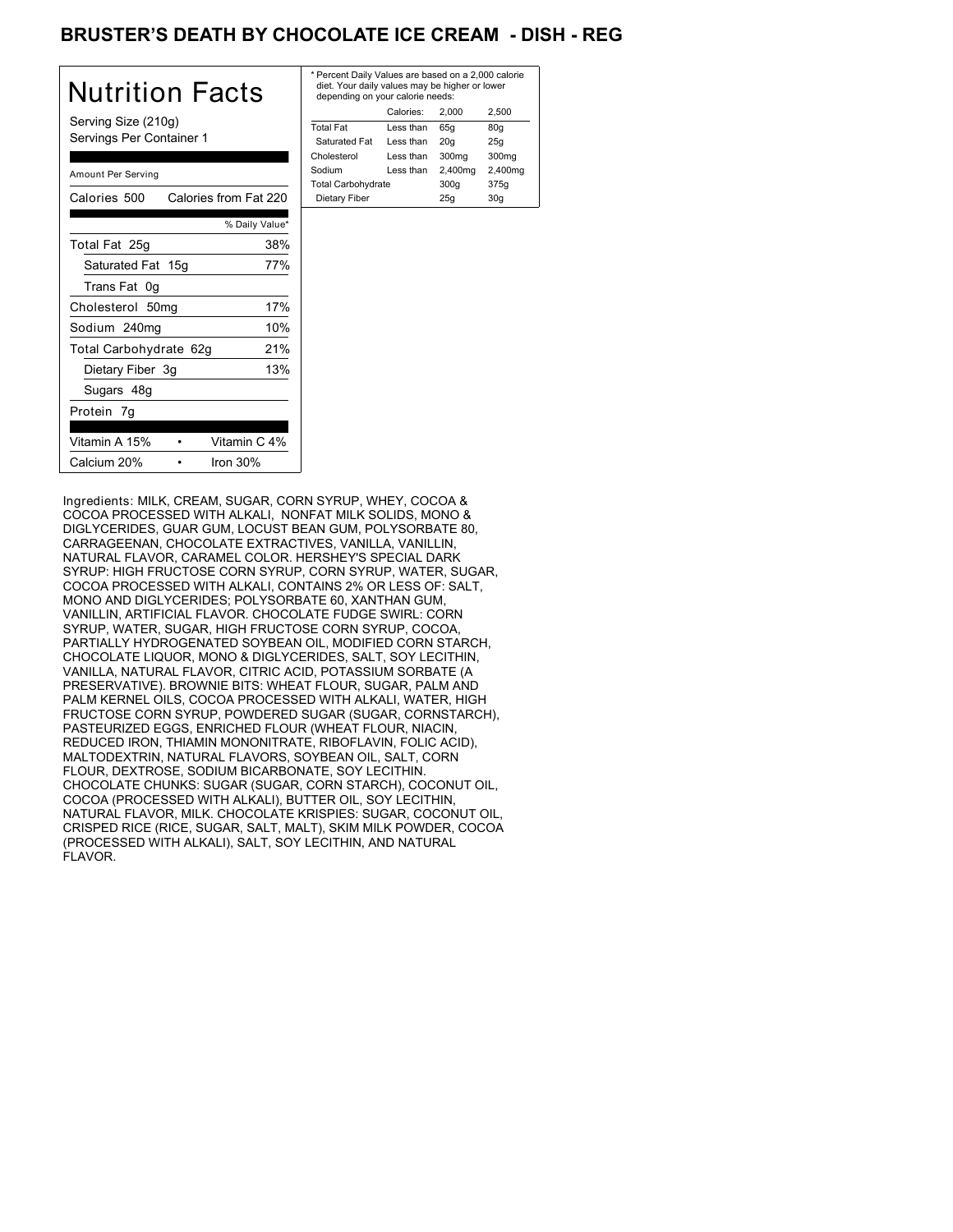# BRUSTER'S DEATH BY CHOCOLATE ICE CREAM - DISH - REG

## Nutrition Facts

Serving Size (210g)
Servings Per Container 1

Amount Per Serving

| Calories 500 | Calories from Fat 220 |
|---|---|
| | % Daily Value* |
| Total Fat 25g | 38% |
| Saturated Fat 15g | 77% |
| Trans Fat 0g | |
| Cholesterol 50mg | 17% |
| Sodium 240mg | 10% |
| Total Carbohydrate 62g | 21% |
| Dietary Fiber 3g | 13% |
| Sugars 48g | |
| Protein 7g | |

| Vitamin A 15% | Vitamin C 4% |
|---|---|
| Calcium 20% | Iron 30% |

* Percent Daily Values are based on a 2,000 calorie diet. Your daily values may be higher or lower depending on your calorie needs:

| | Calories: | 2,000 | 2,500 |
|---|---|---|---|
| Total Fat | Less than | 65g | 80g |
| Saturated Fat | Less than | 20g | 25g |
| Cholesterol | Less than | 300mg | 300mg |
| Sodium | Less than | 2,400mg | 2,400mg |
| Total Carbohydrate | | 300g | 375g |
| Dietary Fiber | | 25g | 30g |

Ingredients: MILK, CREAM, SUGAR, CORN SYRUP, WHEY, COCOA & COCOA PROCESSED WITH ALKALI, NONFAT MILK SOLIDS, MONO & DIGLYCERIDES, GUAR GUM, LOCUST BEAN GUM, POLYSORBATE 80, CARRAGEENAN, CHOCOLATE EXTRACTIVES, VANILLA, VANILLIN, NATURAL FLAVOR, CARAMEL COLOR. HERSHEY'S SPECIAL DARK SYRUP: HIGH FRUCTOSE CORN SYRUP, CORN SYRUP, WATER, SUGAR, COCOA PROCESSED WITH ALKALI, CONTAINS 2% OR LESS OF: SALT, MONO AND DIGLYCERIDES; POLYSORBATE 60, XANTHAN GUM, VANILLIN, ARTIFICIAL FLAVOR. CHOCOLATE FUDGE SWIRL: CORN SYRUP, WATER, SUGAR, HIGH FRUCTOSE CORN SYRUP, COCOA, PARTIALLY HYDROGENATED SOYBEAN OIL, MODIFIED CORN STARCH, CHOCOLATE LIQUOR, MONO & DIGLYCERIDES, SALT, SOY LECITHIN, VANILLA, NATURAL FLAVOR, CITRIC ACID, POTASSIUM SORBATE (A PRESERVATIVE). BROWNIE BITS: WHEAT FLOUR, SUGAR, PALM AND PALM KERNEL OILS, COCOA PROCESSED WITH ALKALI, WATER, HIGH FRUCTOSE CORN SYRUP, POWDERED SUGAR (SUGAR, CORNSTARCH), PASTEURIZED EGGS, ENRICHED FLOUR (WHEAT FLOUR, NIACIN, REDUCED IRON, THIAMIN MONONITRATE, RIBOFLAVIN, FOLIC ACID), MALTODEXTRIN, NATURAL FLAVORS, SOYBEAN OIL, SALT, CORN FLOUR, DEXTROSE, SODIUM BICARBONATE, SOY LECITHIN. CHOCOLATE CHUNKS: SUGAR (SUGAR, CORN STARCH), COCONUT OIL, COCOA (PROCESSED WITH ALKALI), BUTTER OIL, SOY LECITHIN, NATURAL FLAVOR, MILK. CHOCOLATE KRISPIES: SUGAR, COCONUT OIL, CRISPED RICE (RICE, SUGAR, SALT, MALT), SKIM MILK POWDER, COCOA (PROCESSED WITH ALKALI), SALT, SOY LECITHIN, AND NATURAL FLAVOR.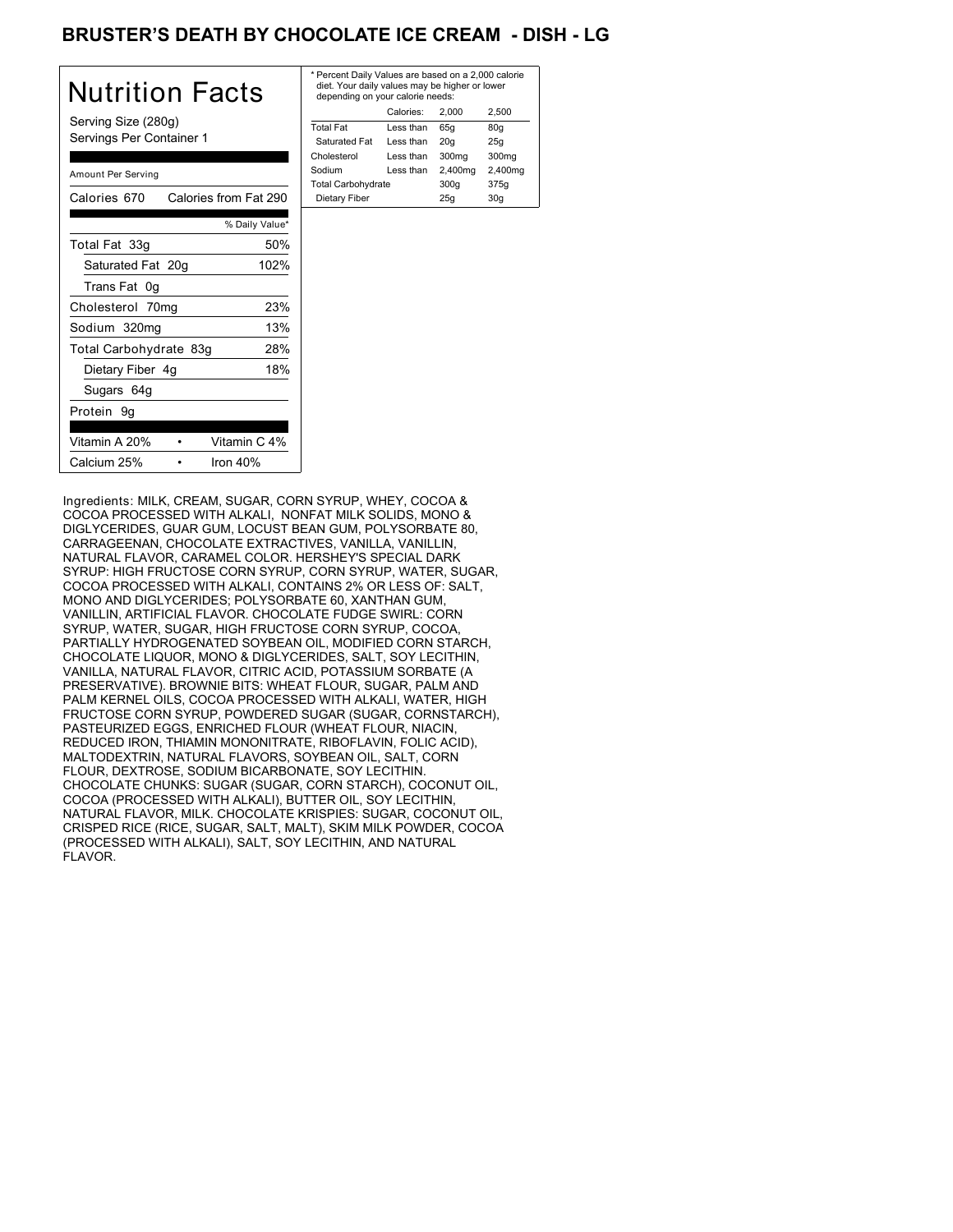# BRUSTER'S DEATH BY CHOCOLATE ICE CREAM - DISH - LG

## Nutrition Facts

Serving Size (280g)
Servings Per Container 1

Amount Per Serving

| | |
|---|---|
| Calories 670 | Calories from Fat 290 |
| | % Daily Value* |
| Total Fat 33g | 50% |
| Saturated Fat 20g | 102% |
| Trans Fat 0g | |
| Cholesterol 70mg | 23% |
| Sodium 320mg | 13% |
| Total Carbohydrate 83g | 28% |
| Dietary Fiber 4g | 18% |
| Sugars 64g | |
| Protein 9g | |
| Vitamin A 20% | Vitamin C 4% |
| Calcium 25% | Iron 40% |

* Percent Daily Values are based on a 2,000 calorie diet. Your daily values may be higher or lower depending on your calorie needs:

| | Calories: | 2,000 | 2,500 |
|---|---|---|---|
| Total Fat | Less than | 65g | 80g |
| Saturated Fat | Less than | 20g | 25g |
| Cholesterol | Less than | 300mg | 300mg |
| Sodium | Less than | 2,400mg | 2,400mg |
| Total Carbohydrate | | 300g | 375g |
| Dietary Fiber | | 25g | 30g |

Ingredients: MILK, CREAM, SUGAR, CORN SYRUP, WHEY, COCOA & COCOA PROCESSED WITH ALKALI, NONFAT MILK SOLIDS, MONO & DIGLYCERIDES, GUAR GUM, LOCUST BEAN GUM, POLYSORBATE 80, CARRAGEENAN, CHOCOLATE EXTRACTIVES, VANILLA, VANILLIN, NATURAL FLAVOR, CARAMEL COLOR. HERSHEY'S SPECIAL DARK SYRUP: HIGH FRUCTOSE CORN SYRUP, CORN SYRUP, WATER, SUGAR, COCOA PROCESSED WITH ALKALI, CONTAINS 2% OR LESS OF: SALT, MONO AND DIGLYCERIDES; POLYSORBATE 60, XANTHAN GUM, VANILLIN, ARTIFICIAL FLAVOR. CHOCOLATE FUDGE SWIRL: CORN SYRUP, WATER, SUGAR, HIGH FRUCTOSE CORN SYRUP, COCOA, PARTIALLY HYDROGENATED SOYBEAN OIL, MODIFIED CORN STARCH, CHOCOLATE LIQUOR, MONO & DIGLYCERIDES, SALT, SOY LECITHIN, VANILLA, NATURAL FLAVOR, CITRIC ACID, POTASSIUM SORBATE (A PRESERVATIVE). BROWNIE BITS: WHEAT FLOUR, SUGAR, PALM AND PALM KERNEL OILS, COCOA PROCESSED WITH ALKALI, WATER, HIGH FRUCTOSE CORN SYRUP, POWDERED SUGAR (SUGAR, CORNSTARCH), PASTEURIZED EGGS, ENRICHED FLOUR (WHEAT FLOUR, NIACIN, REDUCED IRON, THIAMIN MONONITRATE, RIBOFLAVIN, FOLIC ACID), MALTODEXTRIN, NATURAL FLAVORS, SOYBEAN OIL, SALT, CORN FLOUR, DEXTROSE, SODIUM BICARBONATE, SOY LECITHIN. CHOCOLATE CHUNKS: SUGAR (SUGAR, CORN STARCH), COCONUT OIL, COCOA (PROCESSED WITH ALKALI), BUTTER OIL, SOY LECITHIN, NATURAL FLAVOR, MILK. CHOCOLATE KRISPIES: SUGAR, COCONUT OIL, CRISPED RICE (RICE, SUGAR, SALT, MALT), SKIM MILK POWDER, COCOA (PROCESSED WITH ALKALI), SALT, SOY LECITHIN, AND NATURAL FLAVOR.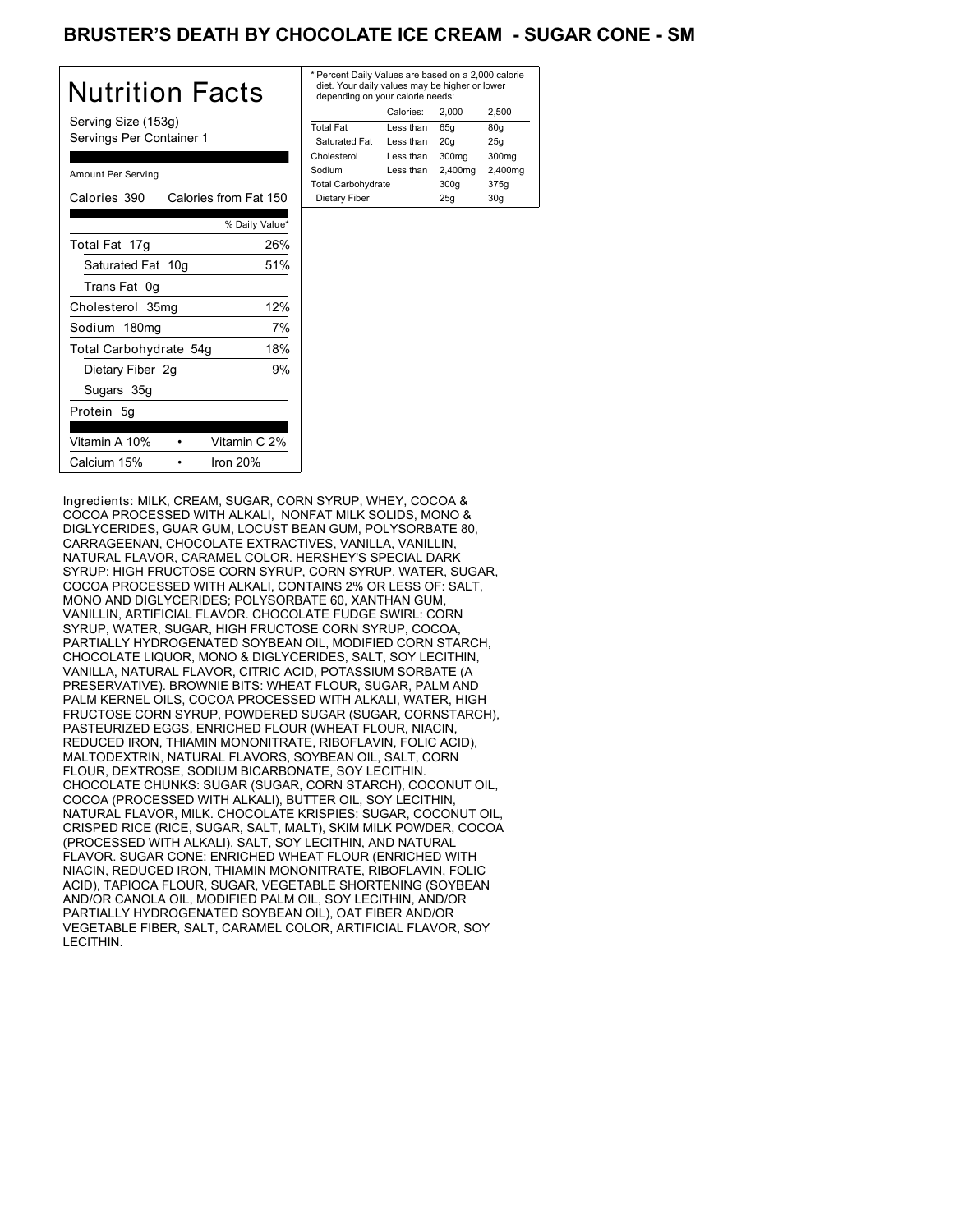# BRUSTER'S DEATH BY CHOCOLATE ICE CREAM - SUGAR CONE - SM

## Nutrition Facts

Serving Size (153g)
Servings Per Container 1

| Amount Per Serving | |
|---|---|
| Calories 390 | Calories from Fat 150 |
| | % Daily Value* |
| Total Fat 17g | 26% |
| Saturated Fat 10g | 51% |
| Trans Fat 0g | |
| Cholesterol 35mg | 12% |
| Sodium 180mg | 7% |
| Total Carbohydrate 54g | 18% |
| Dietary Fiber 2g | 9% |
| Sugars 35g | |
| Protein 5g | |

| | | | |
|---|---|---|---|
| Vitamin A 10% | • | Vitamin C 2% | |
| Calcium 15% | • | Iron 20% | |

* Percent Daily Values are based on a 2,000 calorie diet. Your daily values may be higher or lower depending on your calorie needs:

| | Calories: | 2,000 | 2,500 |
|---|---|---|---|
| Total Fat | Less than | 65g | 80g |
| Saturated Fat | Less than | 20g | 25g |
| Cholesterol | Less than | 300mg | 300mg |
| Sodium | Less than | 2,400mg | 2,400mg |
| Total Carbohydrate | | 300g | 375g |
| Dietary Fiber | | 25g | 30g |

Ingredients: MILK, CREAM, SUGAR, CORN SYRUP, WHEY, COCOA & COCOA PROCESSED WITH ALKALI, NONFAT MILK SOLIDS, MONO & DIGLYCERIDES, GUAR GUM, LOCUST BEAN GUM, POLYSORBATE 80, CARRAGEENAN, CHOCOLATE EXTRACTIVES, VANILLA, VANILLIN, NATURAL FLAVOR, CARAMEL COLOR. HERSHEY'S SPECIAL DARK SYRUP: HIGH FRUCTOSE CORN SYRUP, CORN SYRUP, WATER, SUGAR, COCOA PROCESSED WITH ALKALI, CONTAINS 2% OR LESS OF: SALT, MONO AND DIGLYCERIDES; POLYSORBATE 60, XANTHAN GUM, VANILLIN, ARTIFICIAL FLAVOR. CHOCOLATE FUDGE SWIRL: CORN SYRUP, WATER, SUGAR, HIGH FRUCTOSE CORN SYRUP, COCOA, PARTIALLY HYDROGENATED SOYBEAN OIL, MODIFIED CORN STARCH, CHOCOLATE LIQUOR, MONO & DIGLYCERIDES, SALT, SOY LECITHIN, VANILLA, NATURAL FLAVOR, CITRIC ACID, POTASSIUM SORBATE (A PRESERVATIVE). BROWNIE BITS: WHEAT FLOUR, SUGAR, PALM AND PALM KERNEL OILS, COCOA PROCESSED WITH ALKALI, WATER, HIGH FRUCTOSE CORN SYRUP, POWDERED SUGAR (SUGAR, CORNSTARCH), PASTEURIZED EGGS, ENRICHED FLOUR (WHEAT FLOUR, NIACIN, REDUCED IRON, THIAMIN MONONITRATE, RIBOFLAVIN, FOLIC ACID), MALTODEXTRIN, NATURAL FLAVORS, SOYBEAN OIL, SALT, CORN FLOUR, DEXTROSE, SODIUM BICARBONATE, SOY LECITHIN. CHOCOLATE CHUNKS: SUGAR (SUGAR, CORN STARCH), COCONUT OIL, COCOA (PROCESSED WITH ALKALI), BUTTER OIL, SOY LECITHIN, NATURAL FLAVOR, MILK. CHOCOLATE KRISPIES: SUGAR, COCONUT OIL, CRISPED RICE (RICE, SUGAR, SALT, MALT), SKIM MILK POWDER, COCOA (PROCESSED WITH ALKALI), SALT, SOY LECITHIN, AND NATURAL FLAVOR. SUGAR CONE: ENRICHED WHEAT FLOUR (ENRICHED WITH NIACIN, REDUCED IRON, THIAMIN MONONITRATE, RIBOFLAVIN, FOLIC ACID), TAPIOCA FLOUR, SUGAR, VEGETABLE SHORTENING (SOYBEAN AND/OR CANOLA OIL, MODIFIED PALM OIL, SOY LECITHIN, AND/OR PARTIALLY HYDROGENATED SOYBEAN OIL), OAT FIBER AND/OR VEGETABLE FIBER, SALT, CARAMEL COLOR, ARTIFICIAL FLAVOR, SOY LECITHIN.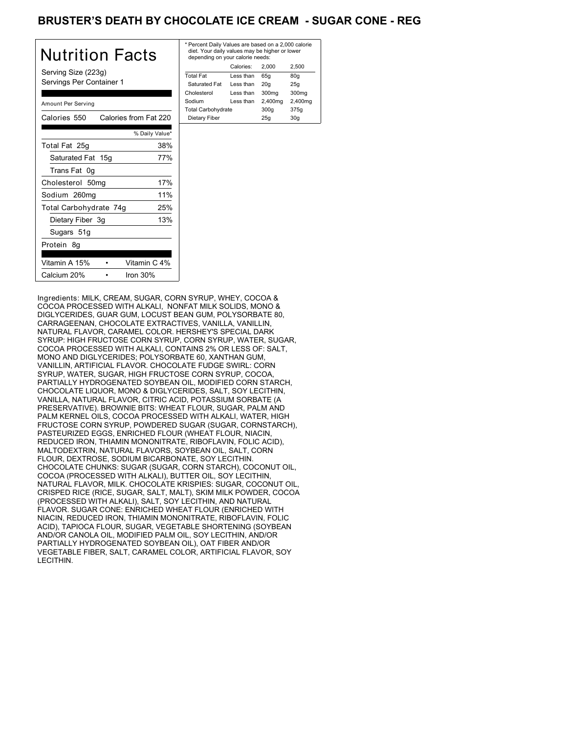# BRUSTER'S DEATH BY CHOCOLATE ICE CREAM - SUGAR CONE - REG

## Nutrition Facts

Serving Size (223g)
Servings Per Container 1

Amount Per Serving

| Calories 550 | Calories from Fat 220 |
|---|---|
| | % Daily Value* |
| Total Fat 25g | 38% |
| Saturated Fat 15g | 77% |
| Trans Fat 0g | |
| Cholesterol 50mg | 17% |
| Sodium 260mg | 11% |
| Total Carbohydrate 74g | 25% |
| Dietary Fiber 3g | 13% |
| Sugars 51g | |
| Protein 8g | |

| Vitamin A 15% | • | Vitamin C 4% |
|---|---|---|
| Calcium 20% | • | Iron 30% |

* Percent Daily Values are based on a 2,000 calorie diet. Your daily values may be higher or lower depending on your calorie needs:

| | Calories: | 2,000 | 2,500 |
|---|---|---|---|
| Total Fat | Less than | 65g | 80g |
| Saturated Fat | Less than | 20g | 25g |
| Cholesterol | Less than | 300mg | 300mg |
| Sodium | Less than | 2,400mg | 2,400mg |
| Total Carbohydrate | | 300g | 375g |
| Dietary Fiber | | 25g | 30g |

Ingredients: MILK, CREAM, SUGAR, CORN SYRUP, WHEY, COCOA & COCOA PROCESSED WITH ALKALI, NONFAT MILK SOLIDS, MONO & DIGLYCERIDES, GUAR GUM, LOCUST BEAN GUM, POLYSORBATE 80, CARRAGEENAN, CHOCOLATE EXTRACTIVES, VANILLA, VANILLIN, NATURAL FLAVOR, CARAMEL COLOR. HERSHEY'S SPECIAL DARK SYRUP: HIGH FRUCTOSE CORN SYRUP, CORN SYRUP, WATER, SUGAR, COCOA PROCESSED WITH ALKALI, CONTAINS 2% OR LESS OF: SALT, MONO AND DIGLYCERIDES; POLYSORBATE 60, XANTHAN GUM, VANILLIN, ARTIFICIAL FLAVOR. CHOCOLATE FUDGE SWIRL: CORN SYRUP, WATER, SUGAR, HIGH FRUCTOSE CORN SYRUP, COCOA, PARTIALLY HYDROGENATED SOYBEAN OIL, MODIFIED CORN STARCH, CHOCOLATE LIQUOR, MONO & DIGLYCERIDES, SALT, SOY LECITHIN, VANILLA, NATURAL FLAVOR, CITRIC ACID, POTASSIUM SORBATE (A PRESERVATIVE). BROWNIE BITS: WHEAT FLOUR, SUGAR, PALM AND PALM KERNEL OILS, COCOA PROCESSED WITH ALKALI, WATER, HIGH FRUCTOSE CORN SYRUP, POWDERED SUGAR (SUGAR, CORNSTARCH), PASTEURIZED EGGS, ENRICHED FLOUR (WHEAT FLOUR, NIACIN, REDUCED IRON, THIAMIN MONONITRATE, RIBOFLAVIN, FOLIC ACID), MALTODEXTRIN, NATURAL FLAVORS, SOYBEAN OIL, SALT, CORN FLOUR, DEXTROSE, SODIUM BICARBONATE, SOY LECITHIN. CHOCOLATE CHUNKS: SUGAR (SUGAR, CORN STARCH), COCONUT OIL, COCOA (PROCESSED WITH ALKALI), BUTTER OIL, SOY LECITHIN, NATURAL FLAVOR, MILK. CHOCOLATE KRISPIES: SUGAR, COCONUT OIL, CRISPED RICE (RICE, SUGAR, SALT, MALT), SKIM MILK POWDER, COCOA (PROCESSED WITH ALKALI), SALT, SOY LECITHIN, AND NATURAL FLAVOR. SUGAR CONE: ENRICHED WHEAT FLOUR (ENRICHED WITH NIACIN, REDUCED IRON, THIAMIN MONONITRATE, RIBOFLAVIN, FOLIC ACID), TAPIOCA FLOUR, SUGAR, VEGETABLE SHORTENING (SOYBEAN AND/OR CANOLA OIL, MODIFIED PALM OIL, SOY LECITHIN, AND/OR PARTIALLY HYDROGENATED SOYBEAN OIL), OAT FIBER AND/OR VEGETABLE FIBER, SALT, CARAMEL COLOR, ARTIFICIAL FLAVOR, SOY LECITHIN.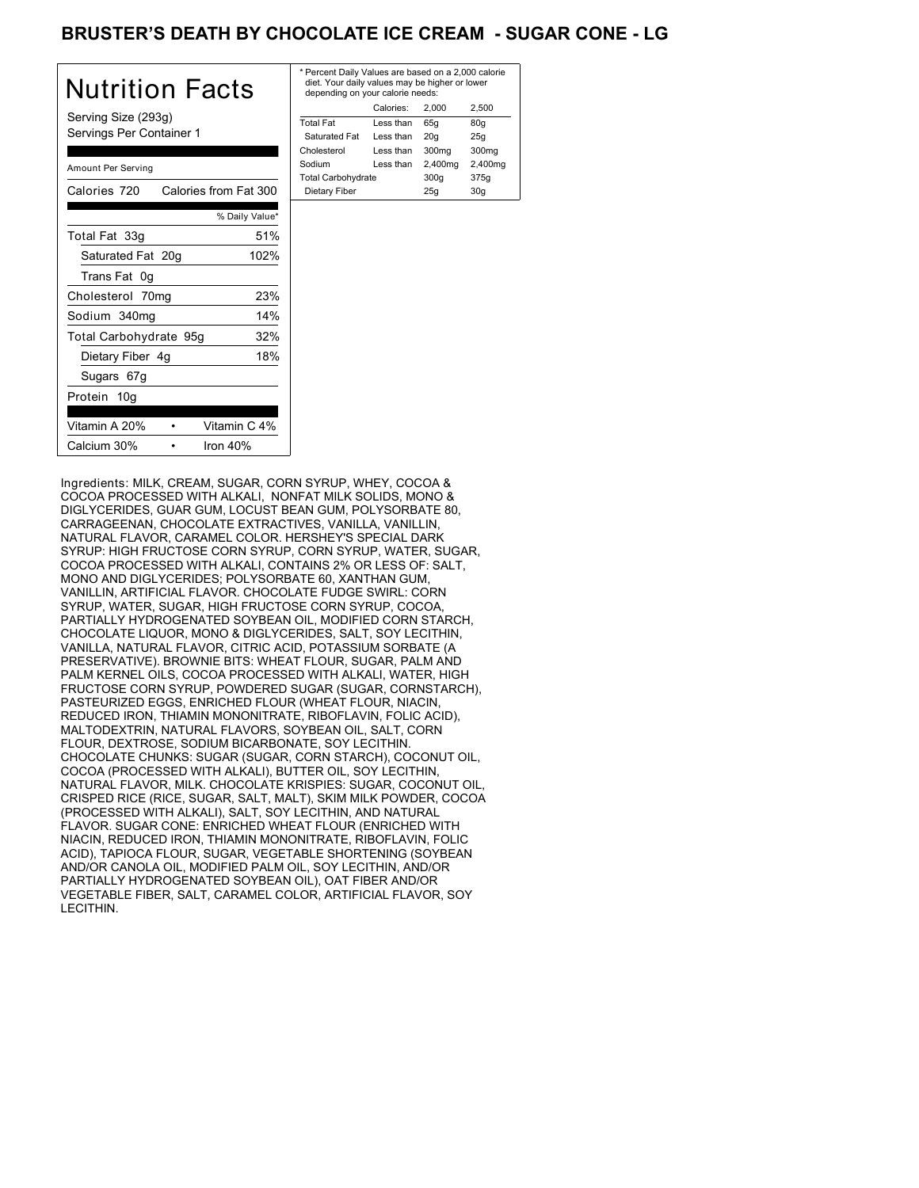# BRUSTER'S DEATH BY CHOCOLATE ICE CREAM - SUGAR CONE - LG

## Nutrition Facts

Serving Size (293g)
Servings Per Container 1

Amount Per Serving

Calories 720 Calories from Fat 300

| | % Daily Value* |
|---|---|
| Total Fat 33g | 51% |
| Saturated Fat 20g | 102% |
| Trans Fat 0g | |
| Cholesterol 70mg | 23% |
| Sodium 340mg | 14% |
| Total Carbohydrate 95g | 32% |
| Dietary Fiber 4g | 18% |
| Sugars 67g | |
| Protein 10g | |

| | |
|---|---|
| Vitamin A 20% | Vitamin C 4% |
| Calcium 30% | Iron 40% |

* Percent Daily Values are based on a 2,000 calorie diet. Your daily values may be higher or lower depending on your calorie needs:

| | Calories: | 2,000 | 2,500 |
|---|---|---|---|
| Total Fat | Less than | 65g | 80g |
| Saturated Fat | Less than | 20g | 25g |
| Cholesterol | Less than | 300mg | 300mg |
| Sodium | Less than | 2,400mg | 2,400mg |
| Total Carbohydrate | | 300g | 375g |
| Dietary Fiber | | 25g | 30g |

Ingredients: MILK, CREAM, SUGAR, CORN SYRUP, WHEY, COCOA & COCOA PROCESSED WITH ALKALI, NONFAT MILK SOLIDS, MONO & DIGLYCERIDES, GUAR GUM, LOCUST BEAN GUM, POLYSORBATE 80, CARRAGEENAN, CHOCOLATE EXTRACTIVES, VANILLA, VANILLIN, NATURAL FLAVOR, CARAMEL COLOR. HERSHEY'S SPECIAL DARK SYRUP: HIGH FRUCTOSE CORN SYRUP, CORN SYRUP, WATER, SUGAR, COCOA PROCESSED WITH ALKALI, CONTAINS 2% OR LESS OF: SALT, MONO AND DIGLYCERIDES; POLYSORBATE 60, XANTHAN GUM, VANILLIN, ARTIFICIAL FLAVOR. CHOCOLATE FUDGE SWIRL: CORN SYRUP, WATER, SUGAR, HIGH FRUCTOSE CORN SYRUP, COCOA, PARTIALLY HYDROGENATED SOYBEAN OIL, MODIFIED CORN STARCH, CHOCOLATE LIQUOR, MONO & DIGLYCERIDES, SALT, SOY LECITHIN, VANILLA, NATURAL FLAVOR, CITRIC ACID, POTASSIUM SORBATE (A PRESERVATIVE). BROWNIE BITS: WHEAT FLOUR, SUGAR, PALM AND PALM KERNEL OILS, COCOA PROCESSED WITH ALKALI, WATER, HIGH FRUCTOSE CORN SYRUP, POWDERED SUGAR (SUGAR, CORNSTARCH), PASTEURIZED EGGS, ENRICHED FLOUR (WHEAT FLOUR, NIACIN, REDUCED IRON, THIAMIN MONONITRATE, RIBOFLAVIN, FOLIC ACID), MALTODEXTRIN, NATURAL FLAVORS, SOYBEAN OIL, SALT, CORN FLOUR, DEXTROSE, SODIUM BICARBONATE, SOY LECITHIN. CHOCOLATE CHUNKS: SUGAR (SUGAR, CORN STARCH), COCONUT OIL, COCOA (PROCESSED WITH ALKALI), BUTTER OIL, SOY LECITHIN, NATURAL FLAVOR, MILK. CHOCOLATE KRISPIES: SUGAR, COCONUT OIL, CRISPED RICE (RICE, SUGAR, SALT, MALT), SKIM MILK POWDER, COCOA (PROCESSED WITH ALKALI), SALT, SOY LECITHIN, AND NATURAL FLAVOR. SUGAR CONE: ENRICHED WHEAT FLOUR (ENRICHED WITH NIACIN, REDUCED IRON, THIAMIN MONONITRATE, RIBOFLAVIN, FOLIC ACID), TAPIOCA FLOUR, SUGAR, VEGETABLE SHORTENING (SOYBEAN AND/OR CANOLA OIL, MODIFIED PALM OIL, SOY LECITHIN, AND/OR PARTIALLY HYDROGENATED SOYBEAN OIL), OAT FIBER AND/OR VEGETABLE FIBER, SALT, CARAMEL COLOR, ARTIFICIAL FLAVOR, SOY LECITHIN.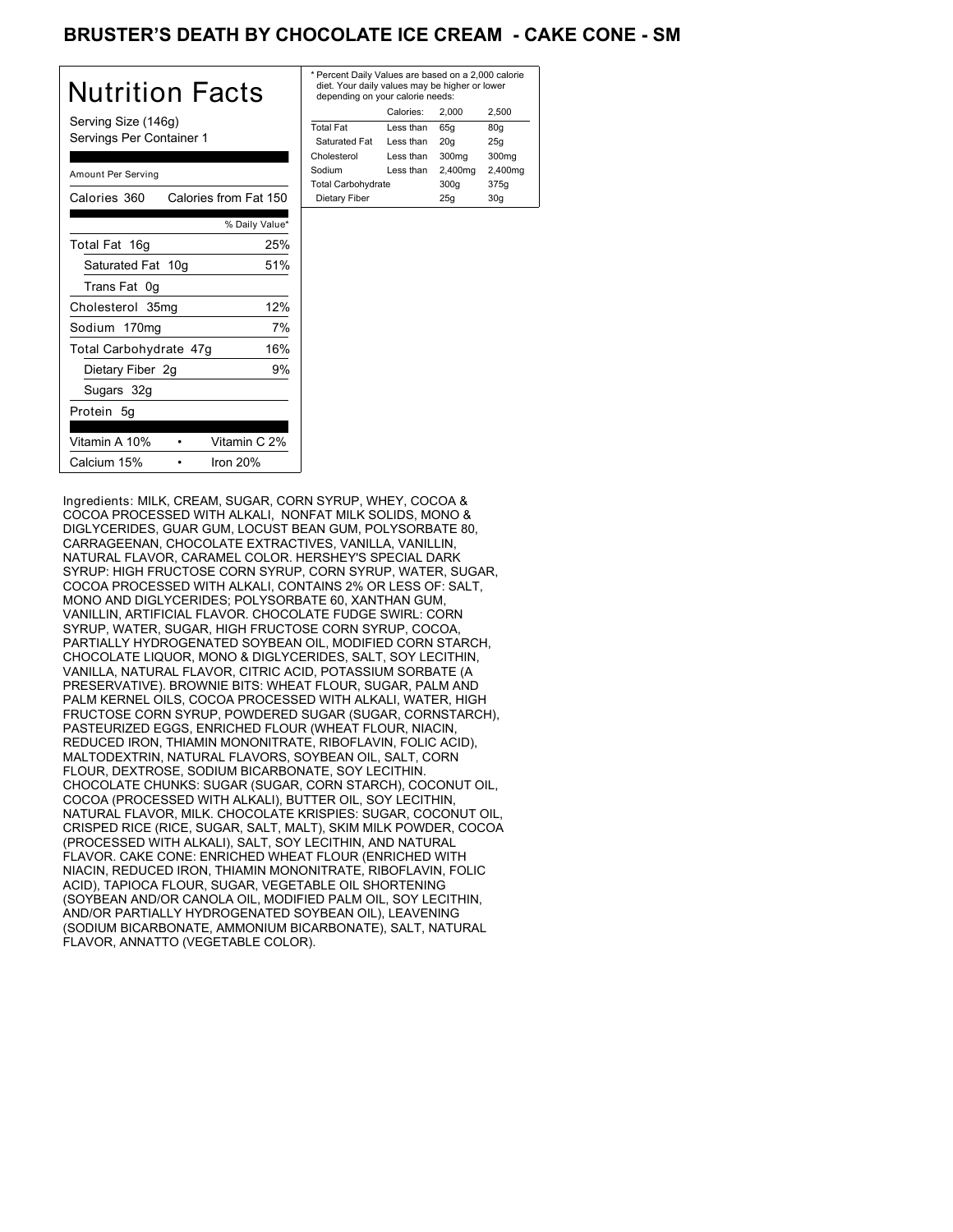# BRUSTER'S DEATH BY CHOCOLATE ICE CREAM - CAKE CONE - SM

## Nutrition Facts

Serving Size (146g)
Servings Per Container 1

Amount Per Serving

Calories 360 Calories from Fat 150

| | % Daily Value* |
|---|---|
| Total Fat 16g | 25% |
| Saturated Fat 10g | 51% |
| Trans Fat 0g | |
| Cholesterol 35mg | 12% |
| Sodium 170mg | 7% |
| Total Carbohydrate 47g | 16% |
| Dietary Fiber 2g | 9% |
| Sugars 32g | |
| Protein 5g | |

| | | | |
|---|---|---|---|
| Vitamin A 10% | • | Vitamin C 2% | |
| Calcium 15% | • | Iron 20% | |

* Percent Daily Values are based on a 2,000 calorie diet. Your daily values may be higher or lower depending on your calorie needs:

| | Calories: | 2,000 | 2,500 |
|---|---|---|---|
| Total Fat | Less than | 65g | 80g |
| Saturated Fat | Less than | 20g | 25g |
| Cholesterol | Less than | 300mg | 300mg |
| Sodium | Less than | 2,400mg | 2,400mg |
| Total Carbohydrate | | 300g | 375g |
| Dietary Fiber | | 25g | 30g |

Ingredients: MILK, CREAM, SUGAR, CORN SYRUP, WHEY, COCOA & COCOA PROCESSED WITH ALKALI, NONFAT MILK SOLIDS, MONO & DIGLYCERIDES, GUAR GUM, LOCUST BEAN GUM, POLYSORBATE 80, CARRAGEENAN, CHOCOLATE EXTRACTIVES, VANILLA, VANILLIN, NATURAL FLAVOR, CARAMEL COLOR. HERSHEY'S SPECIAL DARK SYRUP: HIGH FRUCTOSE CORN SYRUP, CORN SYRUP, WATER, SUGAR, COCOA PROCESSED WITH ALKALI, CONTAINS 2% OR LESS OF: SALT, MONO AND DIGLYCERIDES; POLYSORBATE 60, XANTHAN GUM, VANILLIN, ARTIFICIAL FLAVOR. CHOCOLATE FUDGE SWIRL: CORN SYRUP, WATER, SUGAR, HIGH FRUCTOSE CORN SYRUP, COCOA, PARTIALLY HYDROGENATED SOYBEAN OIL, MODIFIED CORN STARCH, CHOCOLATE LIQUOR, MONO & DIGLYCERIDES, SALT, SOY LECITHIN, VANILLA, NATURAL FLAVOR, CITRIC ACID, POTASSIUM SORBATE (A PRESERVATIVE). BROWNIE BITS: WHEAT FLOUR, SUGAR, PALM AND PALM KERNEL OILS, COCOA PROCESSED WITH ALKALI, WATER, HIGH FRUCTOSE CORN SYRUP, POWDERED SUGAR (SUGAR, CORNSTARCH), PASTEURIZED EGGS, ENRICHED FLOUR (WHEAT FLOUR, NIACIN, REDUCED IRON, THIAMIN MONONITRATE, RIBOFLAVIN, FOLIC ACID), MALTODEXTRIN, NATURAL FLAVORS, SOYBEAN OIL, SALT, CORN FLOUR, DEXTROSE, SODIUM BICARBONATE, SOY LECITHIN. CHOCOLATE CHUNKS: SUGAR (SUGAR, CORN STARCH), COCONUT OIL, COCOA (PROCESSED WITH ALKALI), BUTTER OIL, SOY LECITHIN, NATURAL FLAVOR, MILK. CHOCOLATE KRISPIES: SUGAR, COCONUT OIL, CRISPED RICE (RICE, SUGAR, SALT, MALT), SKIM MILK POWDER, COCOA (PROCESSED WITH ALKALI), SALT, SOY LECITHIN, AND NATURAL FLAVOR. CAKE CONE: ENRICHED WHEAT FLOUR (ENRICHED WITH NIACIN, REDUCED IRON, THIAMIN MONONITRATE, RIBOFLAVIN, FOLIC ACID), TAPIOCA FLOUR, SUGAR, VEGETABLE OIL SHORTENING (SOYBEAN AND/OR CANOLA OIL, MODIFIED PALM OIL, SOY LECITHIN, AND/OR PARTIALLY HYDROGENATED SOYBEAN OIL), LEAVENING (SODIUM BICARBONATE, AMMONIUM BICARBONATE), SALT, NATURAL FLAVOR, ANNATTO (VEGETABLE COLOR).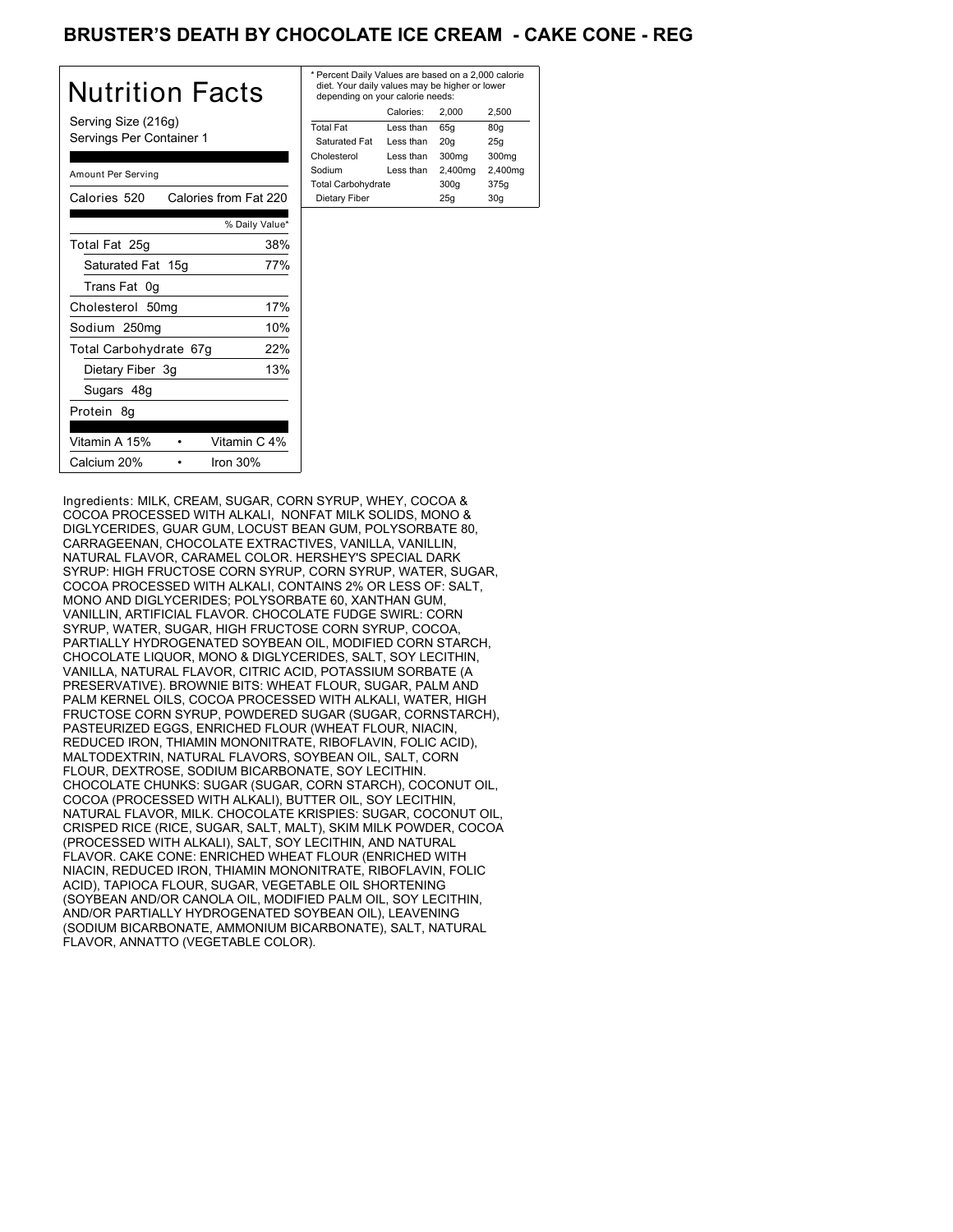# BRUSTER'S DEATH BY CHOCOLATE ICE CREAM - CAKE CONE - REG

## Nutrition Facts

Serving Size (216g)
Servings Per Container 1

Amount Per Serving

| Calories 520 | Calories from Fat 220 |
|---|---|
| | % Daily Value* |
| Total Fat 25g | 38% |
| Saturated Fat 15g | 77% |
| Trans Fat 0g | |
| Cholesterol 50mg | 17% |
| Sodium 250mg | 10% |
| Total Carbohydrate 67g | 22% |
| Dietary Fiber 3g | 13% |
| Sugars 48g | |
| Protein 8g | |
| Vitamin A 15% • | Vitamin C 4% |
| Calcium 20% • | Iron 30% |

* Percent Daily Values are based on a 2,000 calorie diet. Your daily values may be higher or lower depending on your calorie needs:

| | Calories: | 2,000 | 2,500 |
|---|---|---|---|
| Total Fat | Less than | 65g | 80g |
| Saturated Fat | Less than | 20g | 25g |
| Cholesterol | Less than | 300mg | 300mg |
| Sodium | Less than | 2,400mg | 2,400mg |
| Total Carbohydrate | | 300g | 375g |
| Dietary Fiber | | 25g | 30g |

Ingredients: MILK, CREAM, SUGAR, CORN SYRUP, WHEY, COCOA & COCOA PROCESSED WITH ALKALI, NONFAT MILK SOLIDS, MONO & DIGLYCERIDES, GUAR GUM, LOCUST BEAN GUM, POLYSORBATE 80, CARRAGEENAN, CHOCOLATE EXTRACTIVES, VANILLA, VANILLIN, NATURAL FLAVOR, CARAMEL COLOR. HERSHEY'S SPECIAL DARK SYRUP: HIGH FRUCTOSE CORN SYRUP, CORN SYRUP, WATER, SUGAR, COCOA PROCESSED WITH ALKALI, CONTAINS 2% OR LESS OF: SALT, MONO AND DIGLYCERIDES; POLYSORBATE 60, XANTHAN GUM, VANILLIN, ARTIFICIAL FLAVOR. CHOCOLATE FUDGE SWIRL: CORN SYRUP, WATER, SUGAR, HIGH FRUCTOSE CORN SYRUP, COCOA, PARTIALLY HYDROGENATED SOYBEAN OIL, MODIFIED CORN STARCH, CHOCOLATE LIQUOR, MONO & DIGLYCERIDES, SALT, SOY LECITHIN, VANILLA, NATURAL FLAVOR, CITRIC ACID, POTASSIUM SORBATE (A PRESERVATIVE). BROWNIE BITS: WHEAT FLOUR, SUGAR, PALM AND PALM KERNEL OILS, COCOA PROCESSED WITH ALKALI, WATER, HIGH FRUCTOSE CORN SYRUP, POWDERED SUGAR (SUGAR, CORNSTARCH), PASTEURIZED EGGS, ENRICHED FLOUR (WHEAT FLOUR, NIACIN, REDUCED IRON, THIAMIN MONONITRATE, RIBOFLAVIN, FOLIC ACID), MALTODEXTRIN, NATURAL FLAVORS, SOYBEAN OIL, SALT, CORN FLOUR, DEXTROSE, SODIUM BICARBONATE, SOY LECITHIN. CHOCOLATE CHUNKS: SUGAR (SUGAR, CORN STARCH), COCONUT OIL, COCOA (PROCESSED WITH ALKALI), BUTTER OIL, SOY LECITHIN, NATURAL FLAVOR, MILK. CHOCOLATE KRISPIES: SUGAR, COCONUT OIL, CRISPED RICE (RICE, SUGAR, SALT, MALT), SKIM MILK POWDER, COCOA (PROCESSED WITH ALKALI), SALT, SOY LECITHIN, AND NATURAL FLAVOR. CAKE CONE: ENRICHED WHEAT FLOUR (ENRICHED WITH NIACIN, REDUCED IRON, THIAMIN MONONITRATE, RIBOFLAVIN, FOLIC ACID), TAPIOCA FLOUR, SUGAR, VEGETABLE OIL SHORTENING (SOYBEAN AND/OR CANOLA OIL, MODIFIED PALM OIL, SOY LECITHIN, AND/OR PARTIALLY HYDROGENATED SOYBEAN OIL), LEAVENING (SODIUM BICARBONATE, AMMONIUM BICARBONATE), SALT, NATURAL FLAVOR, ANNATTO (VEGETABLE COLOR).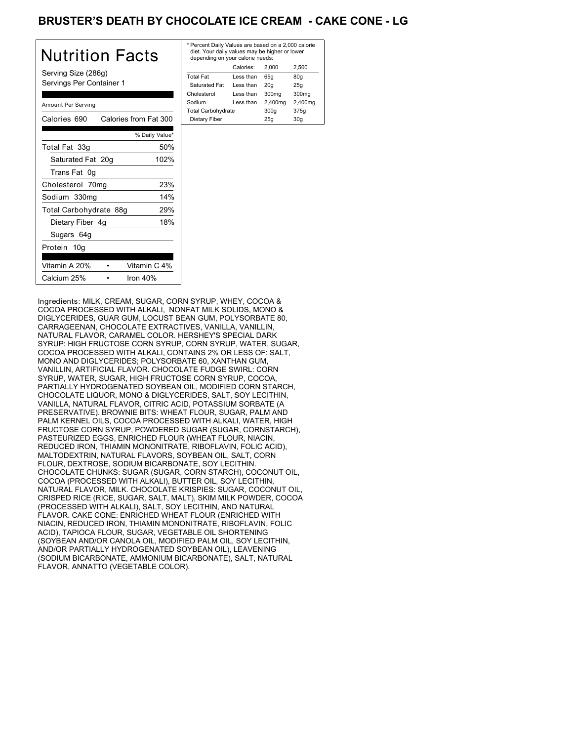# BRUSTER'S DEATH BY CHOCOLATE ICE CREAM - CAKE CONE - LG

## Nutrition Facts

Serving Size (286g)
Servings Per Container 1

| Amount Per Serving | |
|---|---|
| Calories 690 | Calories from Fat 300 |
| | % Daily Value* |
| Total Fat 33g | 50% |
| Saturated Fat 20g | 102% |
| Trans Fat 0g | |
| Cholesterol 70mg | 23% |
| Sodium 330mg | 14% |
| Total Carbohydrate 88g | 29% |
| Dietary Fiber 4g | 18% |
| Sugars 64g | |
| Protein 10g | |
| Vitamin A 20% • | Vitamin C 4% |
| Calcium 25% • | Iron 40% |

* Percent Daily Values are based on a 2,000 calorie diet. Your daily values may be higher or lower depending on your calorie needs:

| | Calories: | 2,000 | 2,500 |
|---|---|---|---|
| Total Fat | Less than | 65g | 80g |
| Saturated Fat | Less than | 20g | 25g |
| Cholesterol | Less than | 300mg | 300mg |
| Sodium | Less than | 2,400mg | 2,400mg |
| Total Carbohydrate | | 300g | 375g |
| Dietary Fiber | | 25g | 30g |

Ingredients: MILK, CREAM, SUGAR, CORN SYRUP, WHEY, COCOA & COCOA PROCESSED WITH ALKALI, NONFAT MILK SOLIDS, MONO & DIGLYCERIDES, GUAR GUM, LOCUST BEAN GUM, POLYSORBATE 80, CARRAGEENAN, CHOCOLATE EXTRACTIVES, VANILLA, VANILLIN, NATURAL FLAVOR, CARAMEL COLOR. HERSHEY'S SPECIAL DARK SYRUP: HIGH FRUCTOSE CORN SYRUP, CORN SYRUP, WATER, SUGAR, COCOA PROCESSED WITH ALKALI, CONTAINS 2% OR LESS OF: SALT, MONO AND DIGLYCERIDES; POLYSORBATE 60, XANTHAN GUM, VANILLIN, ARTIFICIAL FLAVOR. CHOCOLATE FUDGE SWIRL: CORN SYRUP, WATER, SUGAR, HIGH FRUCTOSE CORN SYRUP, COCOA, PARTIALLY HYDROGENATED SOYBEAN OIL, MODIFIED CORN STARCH, CHOCOLATE LIQUOR, MONO & DIGLYCERIDES, SALT, SOY LECITHIN, VANILLA, NATURAL FLAVOR, CITRIC ACID, POTASSIUM SORBATE (A PRESERVATIVE). BROWNIE BITS: WHEAT FLOUR, SUGAR, PALM AND PALM KERNEL OILS, COCOA PROCESSED WITH ALKALI, WATER, HIGH FRUCTOSE CORN SYRUP, POWDERED SUGAR (SUGAR, CORNSTARCH), PASTEURIZED EGGS, ENRICHED FLOUR (WHEAT FLOUR, NIACIN, REDUCED IRON, THIAMIN MONONITRATE, RIBOFLAVIN, FOLIC ACID), MALTODEXTRIN, NATURAL FLAVORS, SOYBEAN OIL, SALT, CORN FLOUR, DEXTROSE, SODIUM BICARBONATE, SOY LECITHIN. CHOCOLATE CHUNKS: SUGAR (SUGAR, CORN STARCH), COCONUT OIL, COCOA (PROCESSED WITH ALKALI), BUTTER OIL, SOY LECITHIN, NATURAL FLAVOR, MILK. CHOCOLATE KRISPIES: SUGAR, COCONUT OIL, CRISPED RICE (RICE, SUGAR, SALT, MALT), SKIM MILK POWDER, COCOA (PROCESSED WITH ALKALI), SALT, SOY LECITHIN, AND NATURAL FLAVOR. CAKE CONE: ENRICHED WHEAT FLOUR (ENRICHED WITH NIACIN, REDUCED IRON, THIAMIN MONONITRATE, RIBOFLAVIN, FOLIC ACID), TAPIOCA FLOUR, SUGAR, VEGETABLE OIL SHORTENING (SOYBEAN AND/OR CANOLA OIL, MODIFIED PALM OIL, SOY LECITHIN, AND/OR PARTIALLY HYDROGENATED SOYBEAN OIL), LEAVENING (SODIUM BICARBONATE, AMMONIUM BICARBONATE), SALT, NATURAL FLAVOR, ANNATTO (VEGETABLE COLOR).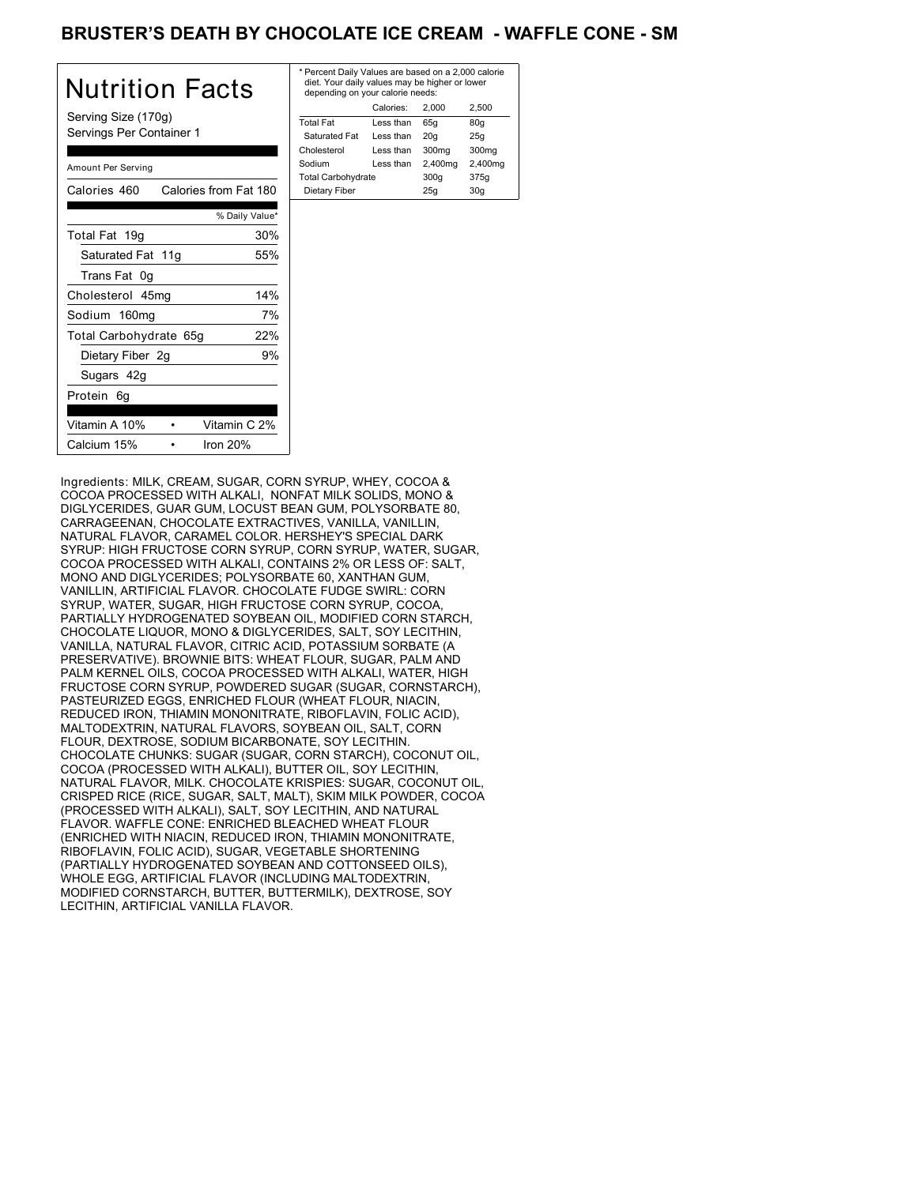# BRUSTER'S DEATH BY CHOCOLATE ICE CREAM - WAFFLE CONE - SM

## Nutrition Facts

Serving Size (170g)
Servings Per Container 1

Amount Per Serving

Calories 460 Calories from Fat 180

| | % Daily Value* |
|---|---|
| Total Fat 19g | 30% |
| Saturated Fat 11g | 55% |
| Trans Fat 0g | |
| Cholesterol 45mg | 14% |
| Sodium 160mg | 7% |
| Total Carbohydrate 65g | 22% |
| Dietary Fiber 2g | 9% |
| Sugars 42g | |
| Protein 6g | |

| | | | |
|---|---|---|---|
| Vitamin A 10% | • | Vitamin C 2% | |
| Calcium 15% | • | Iron 20% | |

* Percent Daily Values are based on a 2,000 calorie diet. Your daily values may be higher or lower depending on your calorie needs:

| | Calories: | 2,000 | 2,500 |
|---|---|---|---|
| Total Fat | Less than | 65g | 80g |
| Saturated Fat | Less than | 20g | 25g |
| Cholesterol | Less than | 300mg | 300mg |
| Sodium | Less than | 2,400mg | 2,400mg |
| Total Carbohydrate | | 300g | 375g |
| Dietary Fiber | | 25g | 30g |

Ingredients: MILK, CREAM, SUGAR, CORN SYRUP, WHEY, COCOA & COCOA PROCESSED WITH ALKALI, NONFAT MILK SOLIDS, MONO & DIGLYCERIDES, GUAR GUM, LOCUST BEAN GUM, POLYSORBATE 80, CARRAGEENAN, CHOCOLATE EXTRACTIVES, VANILLA, VANILLIN, NATURAL FLAVOR, CARAMEL COLOR. HERSHEY'S SPECIAL DARK SYRUP: HIGH FRUCTOSE CORN SYRUP, CORN SYRUP, WATER, SUGAR, COCOA PROCESSED WITH ALKALI, CONTAINS 2% OR LESS OF: SALT, MONO AND DIGLYCERIDES; POLYSORBATE 60, XANTHAN GUM, VANILLIN, ARTIFICIAL FLAVOR. CHOCOLATE FUDGE SWIRL: CORN SYRUP, WATER, SUGAR, HIGH FRUCTOSE CORN SYRUP, COCOA, PARTIALLY HYDROGENATED SOYBEAN OIL, MODIFIED CORN STARCH, CHOCOLATE LIQUOR, MONO & DIGLYCERIDES, SALT, SOY LECITHIN, VANILLA, NATURAL FLAVOR, CITRIC ACID, POTASSIUM SORBATE (A PRESERVATIVE). BROWNIE BITS: WHEAT FLOUR, SUGAR, PALM AND PALM KERNEL OILS, COCOA PROCESSED WITH ALKALI, WATER, HIGH FRUCTOSE CORN SYRUP, POWDERED SUGAR (SUGAR, CORNSTARCH), PASTEURIZED EGGS, ENRICHED FLOUR (WHEAT FLOUR, NIACIN, REDUCED IRON, THIAMIN MONONITRATE, RIBOFLAVIN, FOLIC ACID), MALTODEXTRIN, NATURAL FLAVORS, SOYBEAN OIL, SALT, CORN FLOUR, DEXTROSE, SODIUM BICARBONATE, SOY LECITHIN. CHOCOLATE CHUNKS: SUGAR (SUGAR, CORN STARCH), COCONUT OIL, COCOA (PROCESSED WITH ALKALI), BUTTER OIL, SOY LECITHIN, NATURAL FLAVOR, MILK. CHOCOLATE KRISPIES: SUGAR, COCONUT OIL, CRISPED RICE (RICE, SUGAR, SALT, MALT), SKIM MILK POWDER, COCOA (PROCESSED WITH ALKALI), SALT, SOY LECITHIN, AND NATURAL FLAVOR. WAFFLE CONE: ENRICHED BLEACHED WHEAT FLOUR (ENRICHED WITH NIACIN, REDUCED IRON, THIAMIN MONONITRATE, RIBOFLAVIN, FOLIC ACID), SUGAR, VEGETABLE SHORTENING (PARTIALLY HYDROGENATED SOYBEAN AND COTTONSEED OILS), WHOLE EGG, ARTIFICIAL FLAVOR (INCLUDING MALTODEXTRIN, MODIFIED CORNSTARCH, BUTTER, BUTTERMILK), DEXTROSE, SOY LECITHIN, ARTIFICIAL VANILLA FLAVOR.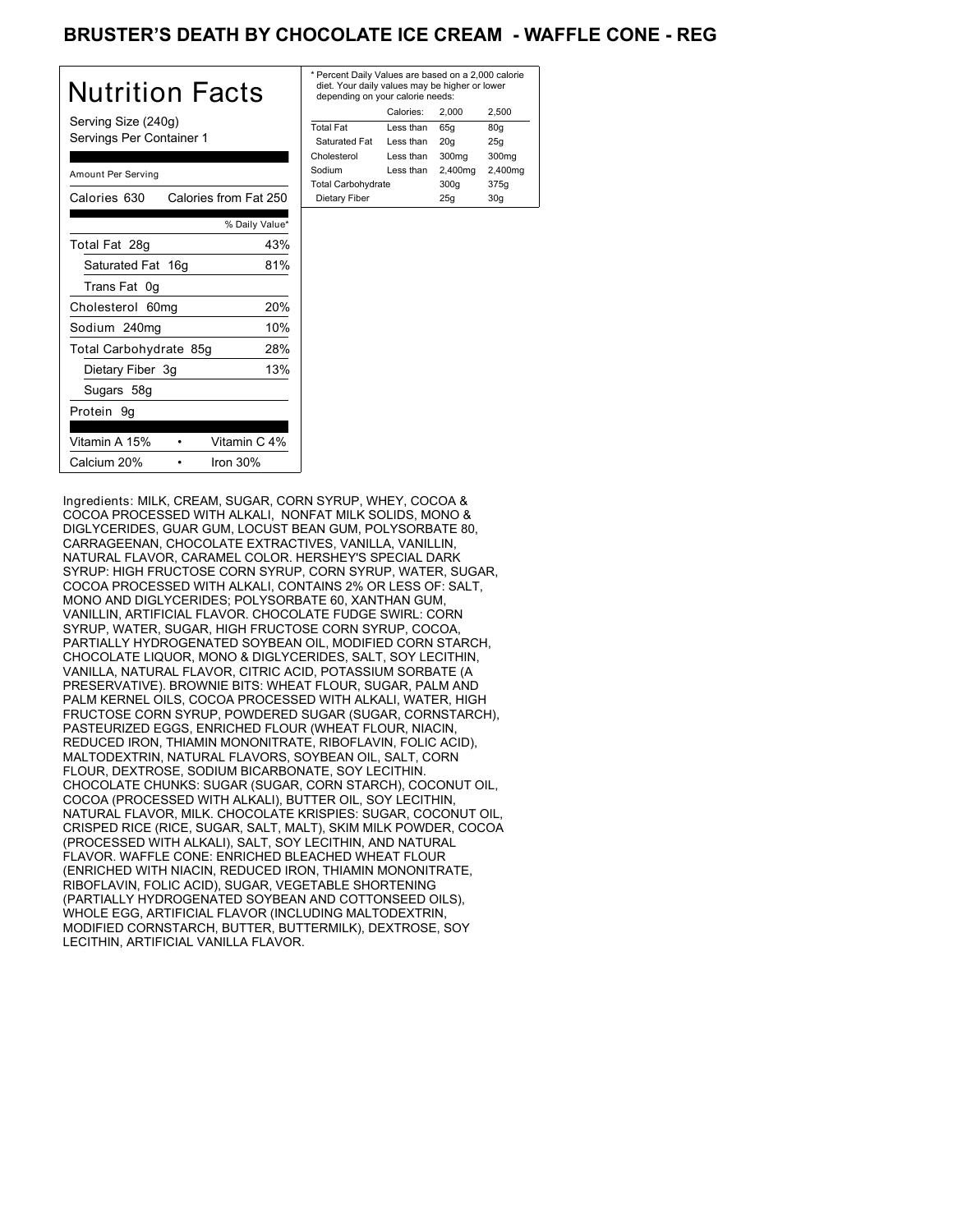# BRUSTER'S DEATH BY CHOCOLATE ICE CREAM - WAFFLE CONE - REG

## Nutrition Facts

Serving Size (240g)
Servings Per Container 1

| Amount Per Serving | |
|---|---|
| Calories 630 | Calories from Fat 250 |
| | % Daily Value* |
| Total Fat 28g | 43% |
| Saturated Fat 16g | 81% |
| Trans Fat 0g | |
| Cholesterol 60mg | 20% |
| Sodium 240mg | 10% |
| Total Carbohydrate 85g | 28% |
| Dietary Fiber 3g | 13% |
| Sugars 58g | |
| Protein 9g | |
| Vitamin A 15% | Vitamin C 4% |
| Calcium 20% | Iron 30% |

* Percent Daily Values are based on a 2,000 calorie diet. Your daily values may be higher or lower depending on your calorie needs:

| | Calories: | 2,000 | 2,500 |
|---|---|---|---|
| Total Fat | Less than | 65g | 80g |
| Saturated Fat | Less than | 20g | 25g |
| Cholesterol | Less than | 300mg | 300mg |
| Sodium | Less than | 2,400mg | 2,400mg |
| Total Carbohydrate | | 300g | 375g |
| Dietary Fiber | | 25g | 30g |

Ingredients: MILK, CREAM, SUGAR, CORN SYRUP, WHEY, COCOA & COCOA PROCESSED WITH ALKALI, NONFAT MILK SOLIDS, MONO & DIGLYCERIDES, GUAR GUM, LOCUST BEAN GUM, POLYSORBATE 80, CARRAGEENAN, CHOCOLATE EXTRACTIVES, VANILLA, VANILLIN, NATURAL FLAVOR, CARAMEL COLOR. HERSHEY'S SPECIAL DARK SYRUP: HIGH FRUCTOSE CORN SYRUP, CORN SYRUP, WATER, SUGAR, COCOA PROCESSED WITH ALKALI, CONTAINS 2% OR LESS OF: SALT, MONO AND DIGLYCERIDES; POLYSORBATE 60, XANTHAN GUM, VANILLIN, ARTIFICIAL FLAVOR. CHOCOLATE FUDGE SWIRL: CORN SYRUP, WATER, SUGAR, HIGH FRUCTOSE CORN SYRUP, COCOA, PARTIALLY HYDROGENATED SOYBEAN OIL, MODIFIED CORN STARCH, CHOCOLATE LIQUOR, MONO & DIGLYCERIDES, SALT, SOY LECITHIN, VANILLA, NATURAL FLAVOR, CITRIC ACID, POTASSIUM SORBATE (A PRESERVATIVE). BROWNIE BITS: WHEAT FLOUR, SUGAR, PALM AND PALM KERNEL OILS, COCOA PROCESSED WITH ALKALI, WATER, HIGH FRUCTOSE CORN SYRUP, POWDERED SUGAR (SUGAR, CORNSTARCH), PASTEURIZED EGGS, ENRICHED FLOUR (WHEAT FLOUR, NIACIN, REDUCED IRON, THIAMIN MONONITRATE, RIBOFLAVIN, FOLIC ACID), MALTODEXTRIN, NATURAL FLAVORS, SOYBEAN OIL, SALT, CORN FLOUR, DEXTROSE, SODIUM BICARBONATE, SOY LECITHIN. CHOCOLATE CHUNKS: SUGAR (SUGAR, CORN STARCH), COCONUT OIL, COCOA (PROCESSED WITH ALKALI), BUTTER OIL, SOY LECITHIN, NATURAL FLAVOR, MILK. CHOCOLATE KRISPIES: SUGAR, COCONUT OIL, CRISPED RICE (RICE, SUGAR, SALT, MALT), SKIM MILK POWDER, COCOA (PROCESSED WITH ALKALI), SALT, SOY LECITHIN, AND NATURAL FLAVOR. WAFFLE CONE: ENRICHED BLEACHED WHEAT FLOUR (ENRICHED WITH NIACIN, REDUCED IRON, THIAMIN MONONITRATE, RIBOFLAVIN, FOLIC ACID), SUGAR, VEGETABLE SHORTENING (PARTIALLY HYDROGENATED SOYBEAN AND COTTONSEED OILS), WHOLE EGG, ARTIFICIAL FLAVOR (INCLUDING MALTODEXTRIN, MODIFIED CORNSTARCH, BUTTER, BUTTERMILK), DEXTROSE, SOY LECITHIN, ARTIFICIAL VANILLA FLAVOR.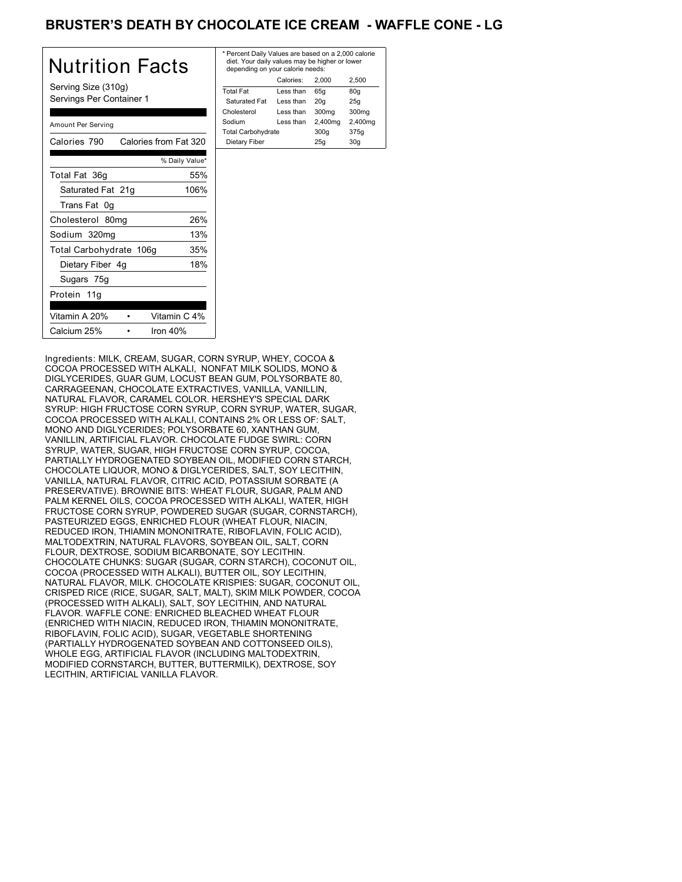# BRUSTER'S DEATH BY CHOCOLATE ICE CREAM - WAFFLE CONE - LG

## Nutrition Facts

Serving Size (310g)
Servings Per Container 1

Amount Per Serving

| | |
|---|---|
| Calories 790 | Calories from Fat 320 |
| | % Daily Value* |
| Total Fat 36g | 55% |
| Saturated Fat 21g | 106% |
| Trans Fat 0g | |
| Cholesterol 80mg | 26% |
| Sodium 320mg | 13% |
| Total Carbohydrate 106g | 35% |
| Dietary Fiber 4g | 18% |
| Sugars 75g | |
| Protein 11g | |
| Vitamin A 20% • | Vitamin C 4% |
| Calcium 25% • | Iron 40% |

* Percent Daily Values are based on a 2,000 calorie diet. Your daily values may be higher or lower depending on your calorie needs:

| | | | |
|---|---|---|---|
| | Calories: | 2,000 | 2,500 |
| Total Fat | Less than | 65g | 80g |
| Saturated Fat | Less than | 20g | 25g |
| Cholesterol | Less than | 300mg | 300mg |
| Sodium | Less than | 2,400mg | 2,400mg |
| Total Carbohydrate | | 300g | 375g |
| Dietary Fiber | | 25g | 30g |

Ingredients: MILK, CREAM, SUGAR, CORN SYRUP, WHEY, COCOA & COCOA PROCESSED WITH ALKALI, NONFAT MILK SOLIDS, MONO & DIGLYCERIDES, GUAR GUM, LOCUST BEAN GUM, POLYSORBATE 80, CARRAGEENAN, CHOCOLATE EXTRACTIVES, VANILLA, VANILLIN, NATURAL FLAVOR, CARAMEL COLOR. HERSHEY'S SPECIAL DARK SYRUP: HIGH FRUCTOSE CORN SYRUP, CORN SYRUP, WATER, SUGAR, COCOA PROCESSED WITH ALKALI, CONTAINS 2% OR LESS OF: SALT, MONO AND DIGLYCERIDES; POLYSORBATE 60, XANTHAN GUM, VANILLIN, ARTIFICIAL FLAVOR. CHOCOLATE FUDGE SWIRL: CORN SYRUP, WATER, SUGAR, HIGH FRUCTOSE CORN SYRUP, COCOA, PARTIALLY HYDROGENATED SOYBEAN OIL, MODIFIED CORN STARCH, CHOCOLATE LIQUOR, MONO & DIGLYCERIDES, SALT, SOY LECITHIN, VANILLA, NATURAL FLAVOR, CITRIC ACID, POTASSIUM SORBATE (A PRESERVATIVE). BROWNIE BITS: WHEAT FLOUR, SUGAR, PALM AND PALM KERNEL OILS, COCOA PROCESSED WITH ALKALI, WATER, HIGH FRUCTOSE CORN SYRUP, POWDERED SUGAR (SUGAR, CORNSTARCH), PASTEURIZED EGGS, ENRICHED FLOUR (WHEAT FLOUR, NIACIN, REDUCED IRON, THIAMIN MONONITRATE, RIBOFLAVIN, FOLIC ACID), MALTODEXTRIN, NATURAL FLAVORS, SOYBEAN OIL, SALT, CORN FLOUR, DEXTROSE, SODIUM BICARBONATE, SOY LECITHIN. CHOCOLATE CHUNKS: SUGAR (SUGAR, CORN STARCH), COCONUT OIL, COCOA (PROCESSED WITH ALKALI), BUTTER OIL, SOY LECITHIN, NATURAL FLAVOR, MILK. CHOCOLATE KRISPIES: SUGAR, COCONUT OIL, CRISPED RICE (RICE, SUGAR, SALT, MALT), SKIM MILK POWDER, COCOA (PROCESSED WITH ALKALI), SALT, SOY LECITHIN, AND NATURAL FLAVOR. WAFFLE CONE: ENRICHED BLEACHED WHEAT FLOUR (ENRICHED WITH NIACIN, REDUCED IRON, THIAMIN MONONITRATE, RIBOFLAVIN, FOLIC ACID), SUGAR, VEGETABLE SHORTENING (PARTIALLY HYDROGENATED SOYBEAN AND COTTONSEED OILS), WHOLE EGG, ARTIFICIAL FLAVOR (INCLUDING MALTODEXTRIN, MODIFIED CORNSTARCH, BUTTER, BUTTERMILK), DEXTROSE, SOY LECITHIN, ARTIFICIAL VANILLA FLAVOR.